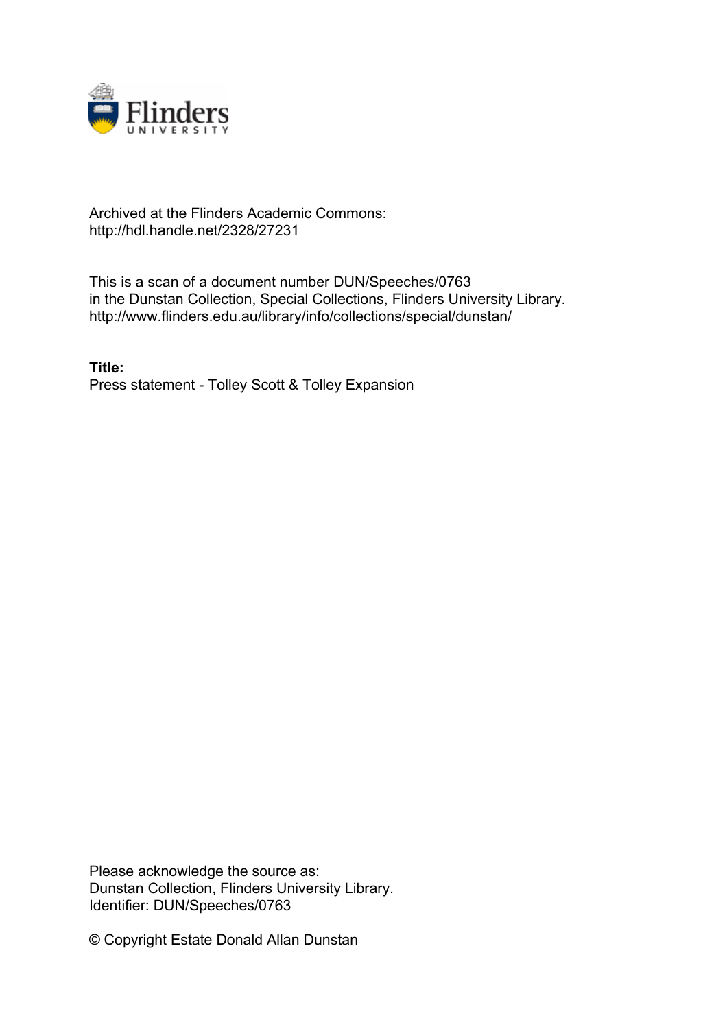Archived at the Flinders Academic Commons:
http://hdl.handle.net/2328/27231

This is a scan of a document number DUN/Speeches/0763
in the Dunstan Collection, Special Collections, Flinders University Library.
http://www.flinders.edu.au/library/info/collections/special/dunstan/

**Title:**
Press statement - Tolley Scott & Tolley Expansion

Please acknowledge the source as:
Dunstan Collection, Flinders University Library.
Identifier: DUN/Speeches/0763

© Copyright Estate Donald Allan Dunstan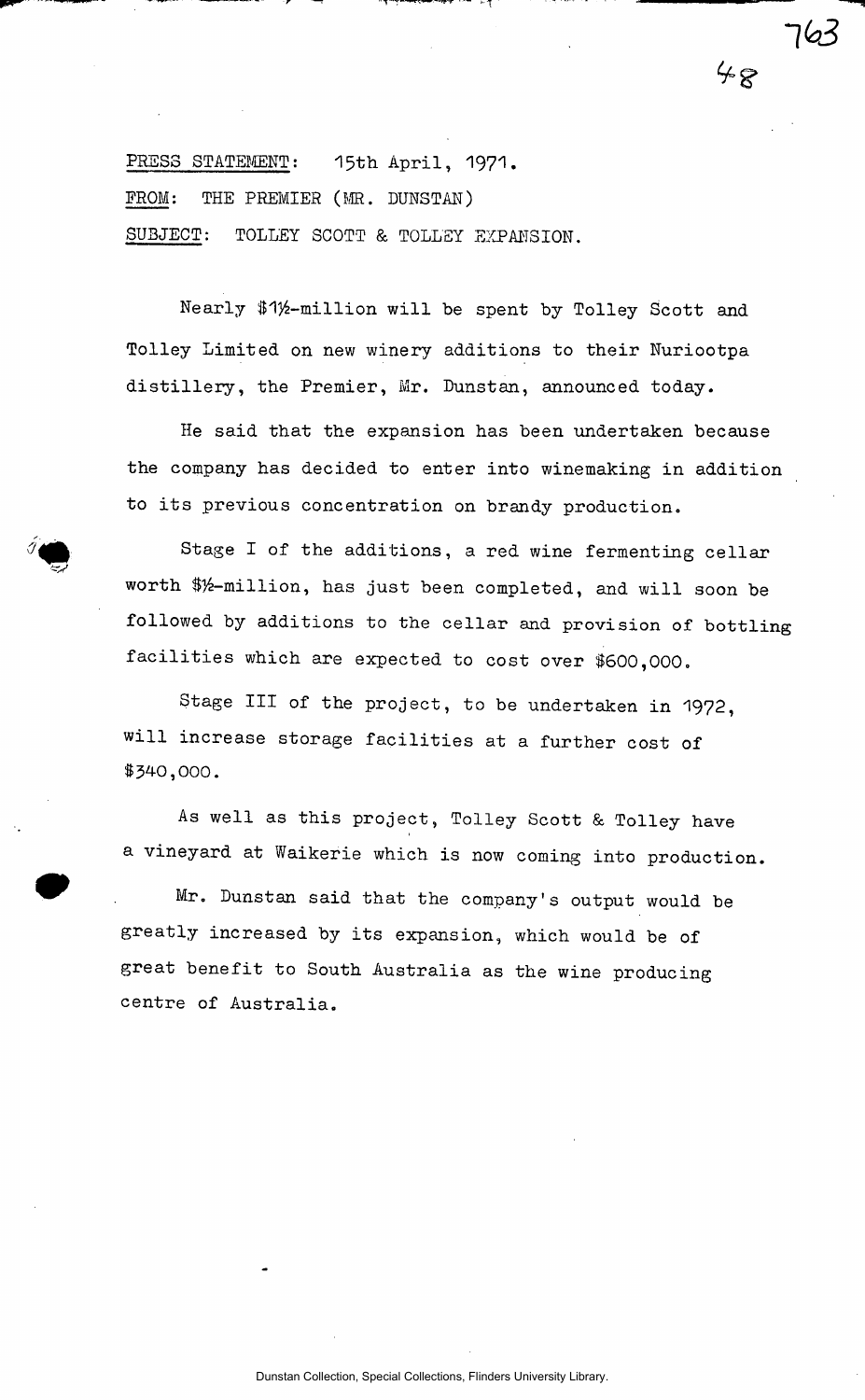PRESS STATEMENT: 15th April, 1971.

FROM: THE PREMIER (MR. DUNSTAN)

SUBJECT: TOLLEY SCOTT & TOLLEY EXPANSION.

Nearly $1½-million will be spent by Tolley Scott and Tolley Limited on new winery additions to their Nuriootpa distillery, the Premier, Mr. Dunstan, announced today.

He said that the expansion has been undertaken because the company has decided to enter into winemaking in addition to its previous concentration on brandy production.

Stage I of the additions, a red wine fermenting cellar worth $½-million, has just been completed, and will soon be followed by additions to the cellar and provision of bottling facilities which are expected to cost over $600,000.

Stage III of the project, to be undertaken in 1972, will increase storage facilities at a further cost of $340,000.

As well as this project, Tolley Scott & Tolley have a vineyard at Waikerie which is now coming into production.

Mr. Dunstan said that the company's output would be greatly increased by its expansion, which would be of great benefit to South Australia as the wine producing centre of Australia.